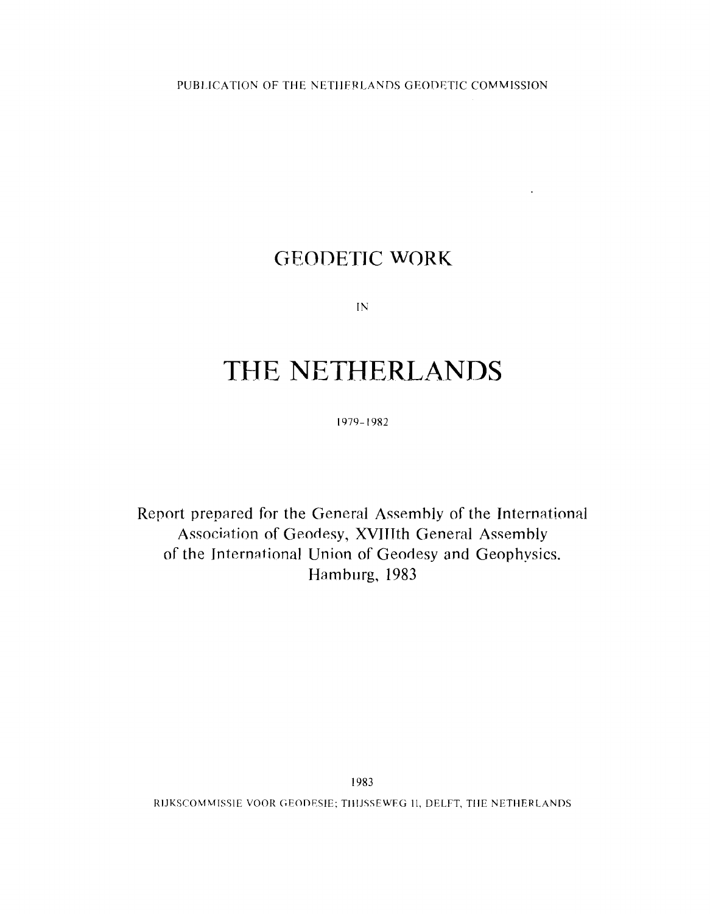PUBLICATION OF THE NETHERLANDS GEODETIC COMMISSION

# GEODETIC WORK

IN

# THE NETHERLANDS

1979-1982

Report prepared for the General Assembly of the International Association of Geodesy, XVIIIth General Assembly of the International Union of Geodesy and Geophysics. Hamburg, 1983

1983

RIJKSCOMMISSIE VOOR GEODESIE; THIJSSEWEG 11, DELFT, THE NETHERLANDS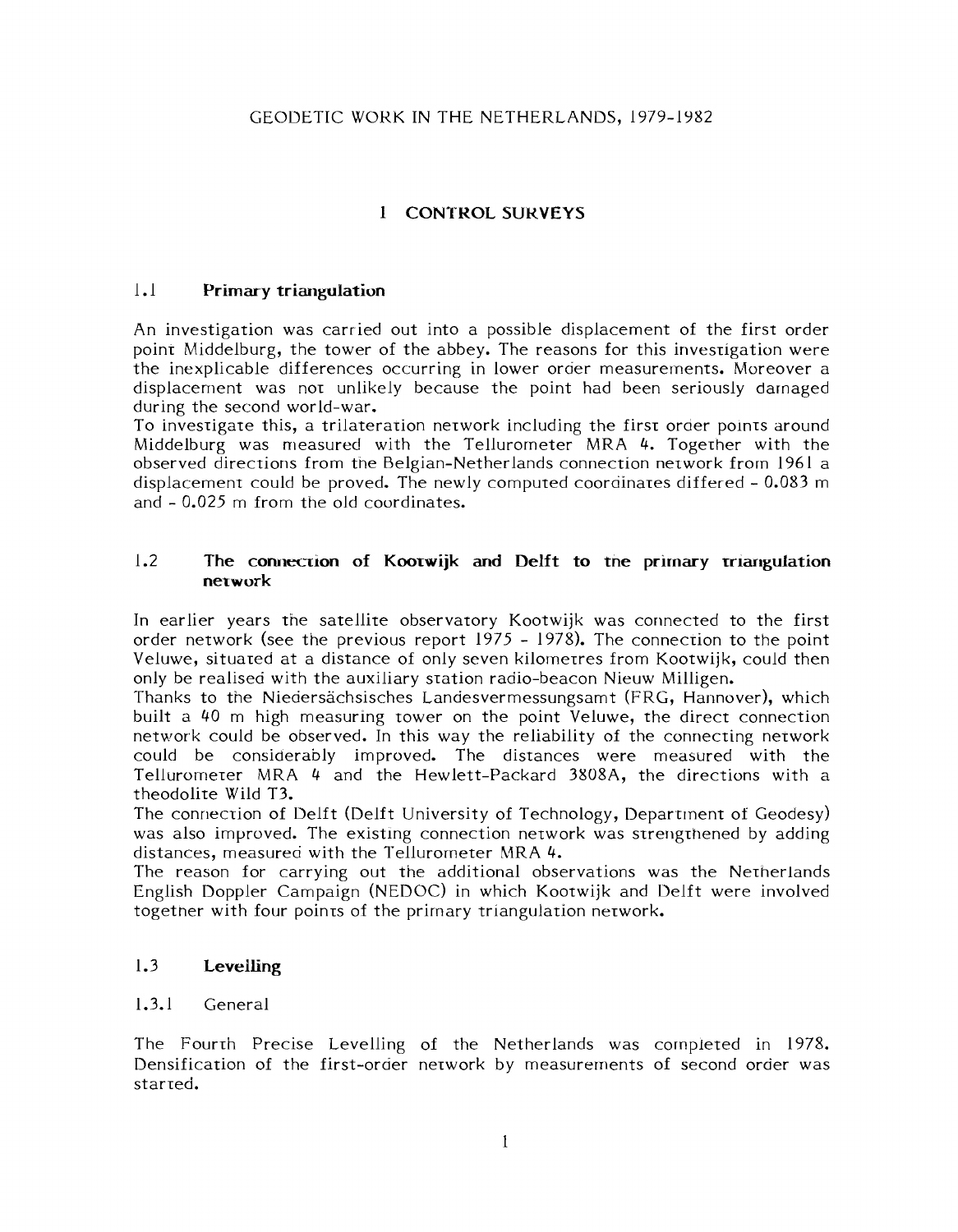GEODETIC WORK IN THE NETHERLANDS, 1979-1982

# 1 CONTROL SURVEYS

## 1.1 Primary triangulation

An investigation was carried out into a possible displacement of the first order point Middelburg, the tower of the abbey. The reasons for this investigation were the inexplicable differences occurring in lower order measurements. Moreover a displacement was not unlikely because the point had been seriously damaged during the second world-war.
To investigate this, a trilateration network including the first order points around Middelburg was measured with the Tellurometer MRA 4. Together with the observed directions from the Belgian-Netherlands connection network from 1961 a displacement could be proved. The newly computed coordinates differed - 0.083 m and - 0.025 m from the old coordinates.

## 1.2 The connection of Kootwijk and Delft to the primary triangulation network

In earlier years the satellite observatory Kootwijk was connected to the first order network (see the previous report 1975 - 1978). The connection to the point Veluwe, situated at a distance of only seven kilometres from Kootwijk, could then only be realised with the auxiliary station radio-beacon Nieuw Milligen.
Thanks to the Niedersächsisches Landesvermessungsamt (FRG, Hannover), which built a 40 m high measuring tower on the point Veluwe, the direct connection network could be observed. In this way the reliability of the connecting network could be considerably improved. The distances were measured with the Tellurometer MRA 4 and the Hewlett-Packard 3808A, the directions with a theodolite Wild T3.
The connection of Delft (Delft University of Technology, Department of Geodesy) was also improved. The existing connection network was strengthened by adding distances, measured with the Tellurometer MRA 4.
The reason for carrying out the additional observations was the Netherlands English Doppler Campaign (NEDOC) in which Kootwijk and Delft were involved together with four points of the primary triangulation network.

## 1.3 Levelling

### 1.3.1 General

The Fourth Precise Levelling of the Netherlands was completed in 1978. Densification of the first-order network by measurements of second order was started.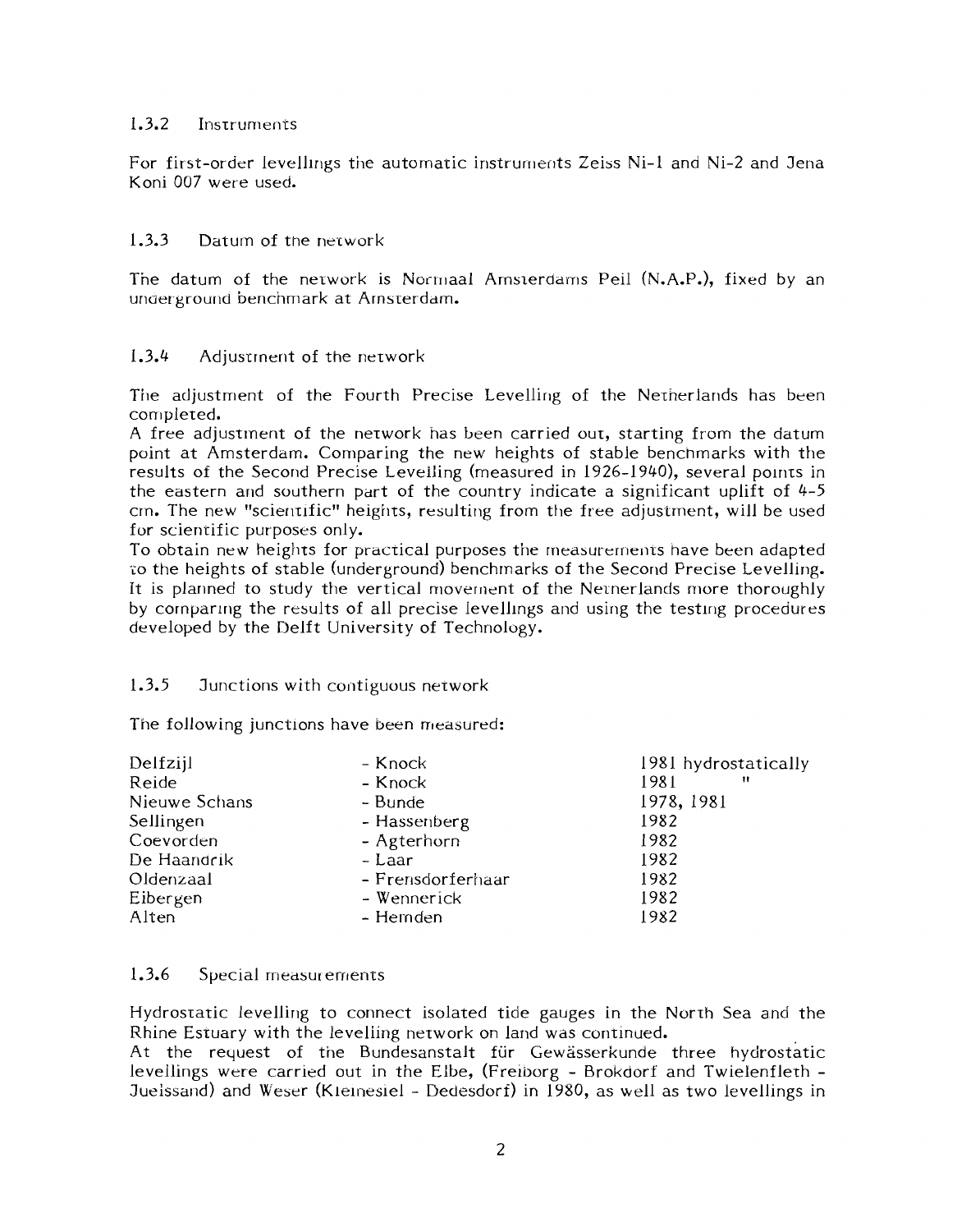### 1.3.2 Instruments

For first-order levellings the automatic instruments Zeiss Ni-1 and Ni-2 and Jena Koni 007 were used.

### 1.3.3 Datum of the network

The datum of the network is Normaal Amsterdams Peil (N.A.P.), fixed by an underground benchmark at Amsterdam.

### 1.3.4 Adjustment of the network

The adjustment of the Fourth Precise Levelling of the Netherlands has been completed.

A free adjustment of the network has been carried out, starting from the datum point at Amsterdam. Comparing the new heights of stable benchmarks with the results of the Second Precise Levelling (measured in 1926-1940), several points in the eastern and southern part of the country indicate a significant uplift of 4-5 cm. The new "scientific" heights, resulting from the free adjustment, will be used for scientific purposes only.

To obtain new heights for practical purposes the measurements have been adapted to the heights of stable (underground) benchmarks of the Second Precise Levelling. It is planned to study the vertical movement of the Netherlands more thoroughly by comparing the results of all precise levellings and using the testing procedures developed by the Delft University of Technology.

### 1.3.5 Junctions with contiguous network

The following junctions have been measured:

| | | |
|---|---|---|
| Delfzijl | - Knock | 1981 hydrostatically |
| Reide | - Knock | 1981 " |
| Nieuwe Schans | - Bunde | 1978, 1981 |
| Sellingen | - Hassenberg | 1982 |
| Coevorden | - Agterhorn | 1982 |
| De Haandrik | - Laar | 1982 |
| Oldenzaal | - Frensdorferhaar | 1982 |
| Eibergen | - Wennerick | 1982 |
| Alten | - Hemden | 1982 |

### 1.3.6 Special measurements

Hydrostatic levelling to connect isolated tide gauges in the North Sea and the Rhine Estuary with the levelling network on land was continued.

At the request of the Bundesanstalt für Gewässerkunde three hydrostatic levellings were carried out in the Elbe, (Freiborg - Brokdorf and Twielenfleth - Jueissand) and Weser (Kleinesiel - Dedesdorf) in 1980, as well as two levellings in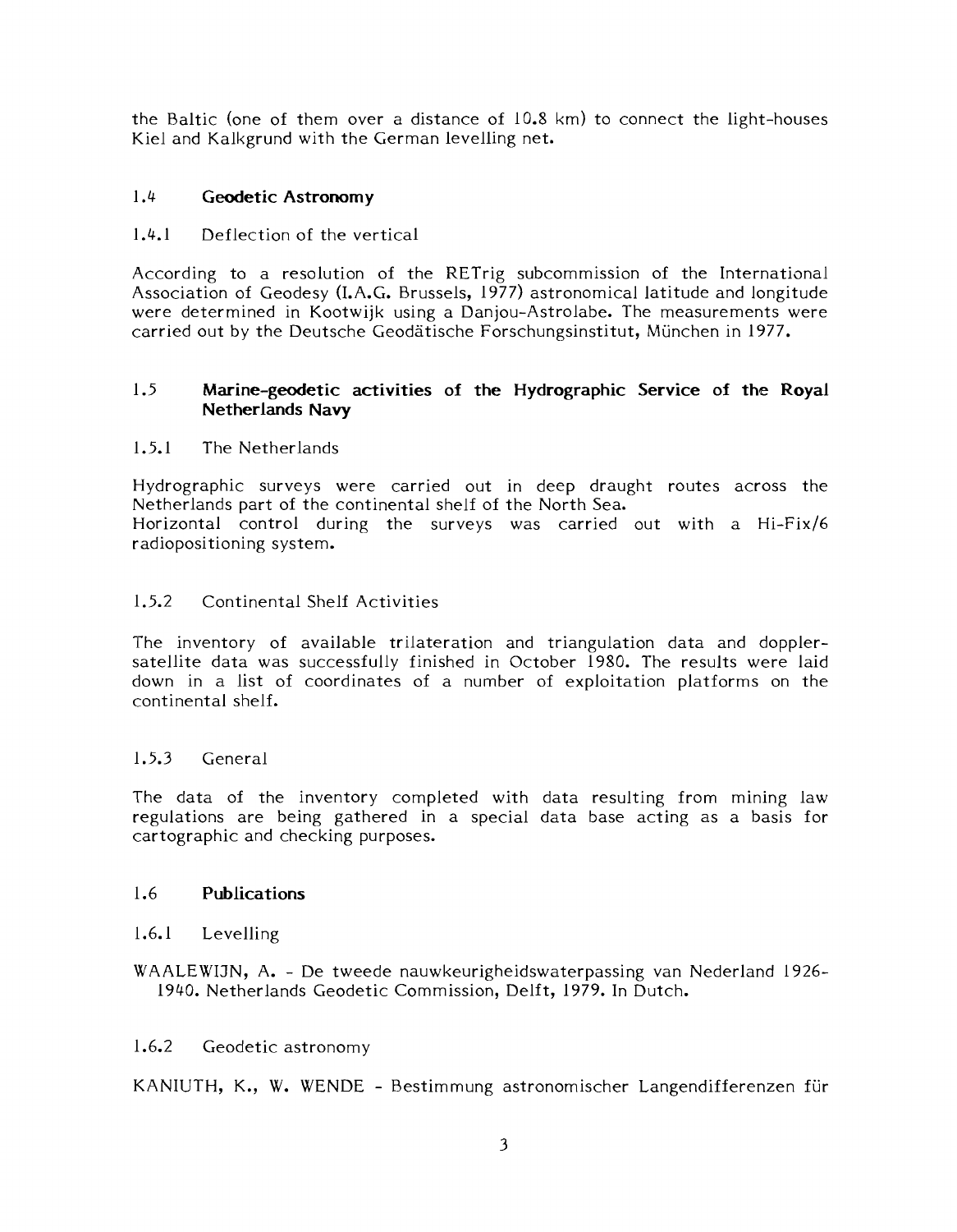the Baltic (one of them over a distance of 10.8 km) to connect the light-houses Kiel and Kalkgrund with the German levelling net.

## 1.4 Geodetic Astronomy

### 1.4.1 Deflection of the vertical

According to a resolution of the RETrig subcommission of the International Association of Geodesy (I.A.G. Brussels, 1977) astronomical latitude and longitude were determined in Kootwijk using a Danjou-Astrolabe. The measurements were carried out by the Deutsche Geodätische Forschungsinstitut, München in 1977.

## 1.5 Marine-geodetic activities of the Hydrographic Service of the Royal Netherlands Navy

### 1.5.1 The Netherlands

Hydrographic surveys were carried out in deep draught routes across the Netherlands part of the continental shelf of the North Sea.
Horizontal control during the surveys was carried out with a Hi-Fix/6 radiopositioning system.

### 1.5.2 Continental Shelf Activities

The inventory of available trilateration and triangulation data and doppler-satellite data was successfully finished in October 1980. The results were laid down in a list of coordinates of a number of exploitation platforms on the continental shelf.

### 1.5.3 General

The data of the inventory completed with data resulting from mining law regulations are being gathered in a special data base acting as a basis for cartographic and checking purposes.

## 1.6 Publications

### 1.6.1 Levelling

WAALEWIJN, A. - De tweede nauwkeurigheidswaterpassing van Nederland 1926-1940. Netherlands Geodetic Commission, Delft, 1979. In Dutch.

### 1.6.2 Geodetic astronomy

KANIUTH, K., W. WENDE - Bestimmung astronomischer Langendifferenzen für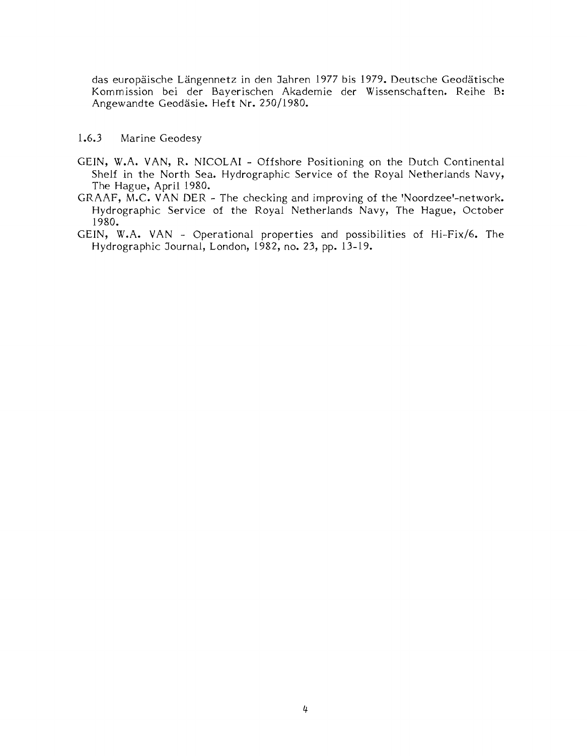das europäische Längennetz in den Jahren 1977 bis 1979. Deutsche Geodätische Kommission bei der Bayerischen Akademie der Wissenschaften. Reihe B: Angewandte Geodäsie. Heft Nr. 250/1980.

### 1.6.3 Marine Geodesy

GEIN, W.A. VAN, R. NICOLAI - Offshore Positioning on the Dutch Continental Shelf in the North Sea. Hydrographic Service of the Royal Netherlands Navy, The Hague, April 1980.

GRAAF, M.C. VAN DER - The checking and improving of the 'Noordzee'-network. Hydrographic Service of the Royal Netherlands Navy, The Hague, October 1980.

GEIN, W.A. VAN - Operational properties and possibilities of Hi-Fix/6. The Hydrographic Journal, London, 1982, no. 23, pp. 13-19.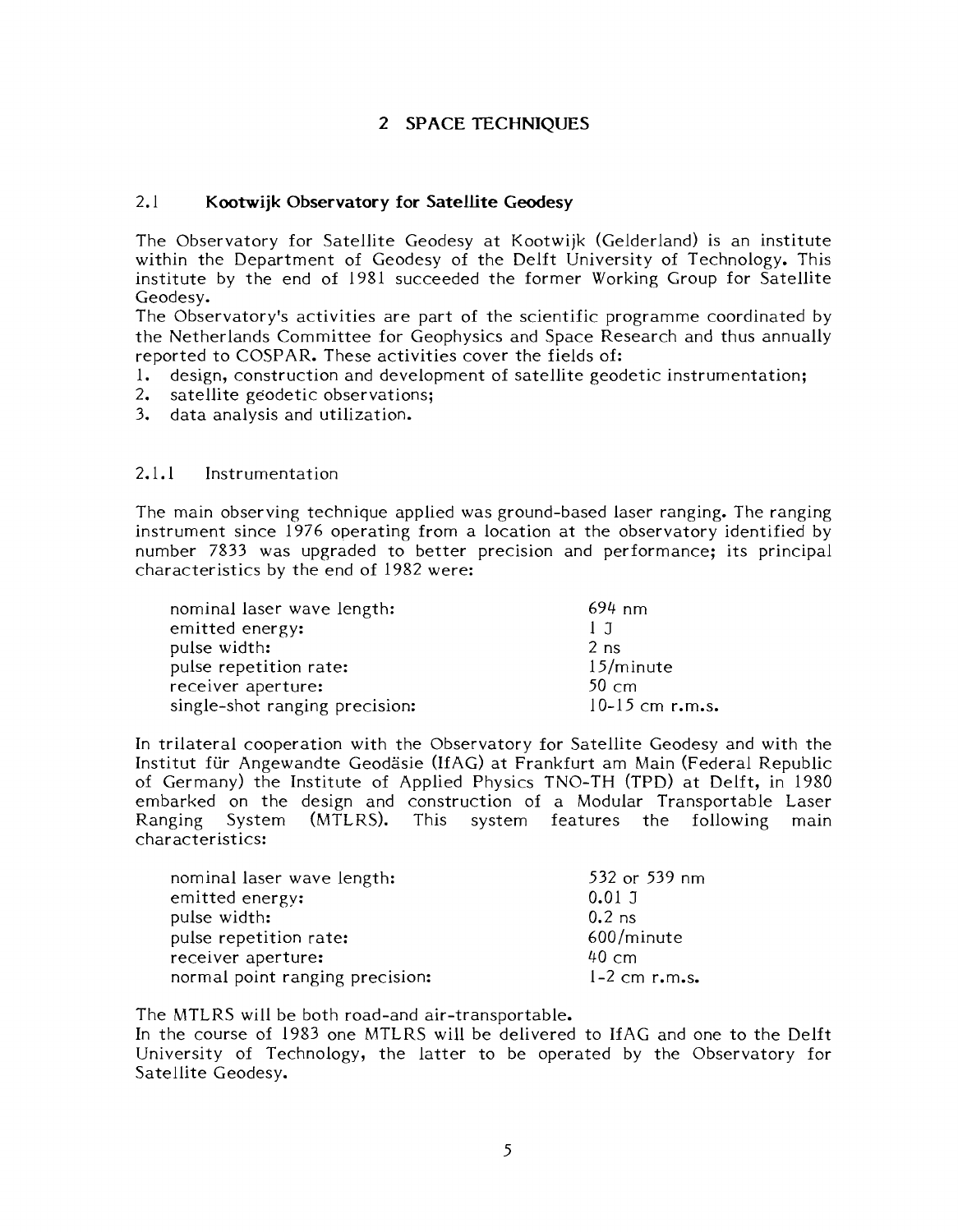# 2 SPACE TECHNIQUES

## 2.1 Kootwijk Observatory for Satellite Geodesy

The Observatory for Satellite Geodesy at Kootwijk (Gelderland) is an institute within the Department of Geodesy of the Delft University of Technology. This institute by the end of 1981 succeeded the former Working Group for Satellite Geodesy.

The Observatory's activities are part of the scientific programme coordinated by the Netherlands Committee for Geophysics and Space Research and thus annually reported to COSPAR. These activities cover the fields of:

1. design, construction and development of satellite geodetic instrumentation;
2. satellite geodetic observations;
3. data analysis and utilization.

### 2.1.1 Instrumentation

The main observing technique applied was ground-based laser ranging. The ranging instrument since 1976 operating from a location at the observatory identified by number 7833 was upgraded to better precision and performance; its principal characteristics by the end of 1982 were:

| | |
|---|---|
| nominal laser wave length: | 694 nm |
| emitted energy: | 1 J |
| pulse width: | 2 ns |
| pulse repetition rate: | 15/minute |
| receiver aperture: | 50 cm |
| single-shot ranging precision: | 10-15 cm r.m.s. |

In trilateral cooperation with the Observatory for Satellite Geodesy and with the Institut für Angewandte Geodäsie (IfAG) at Frankfurt am Main (Federal Republic of Germany) the Institute of Applied Physics TNO-TH (TPD) at Delft, in 1980 embarked on the design and construction of a Modular Transportable Laser Ranging System (MTLRS). This system features the following main characteristics:

| | |
|---|---|
| nominal laser wave length: | 532 or 539 nm |
| emitted energy: | 0.01 J |
| pulse width: | 0.2 ns |
| pulse repetition rate: | 600/minute |
| receiver aperture: | 40 cm |
| normal point ranging precision: | 1-2 cm r.m.s. |

The MTLRS will be both road-and air-transportable.

In the course of 1983 one MTLRS will be delivered to IfAG and one to the Delft University of Technology, the latter to be operated by the Observatory for Satellite Geodesy.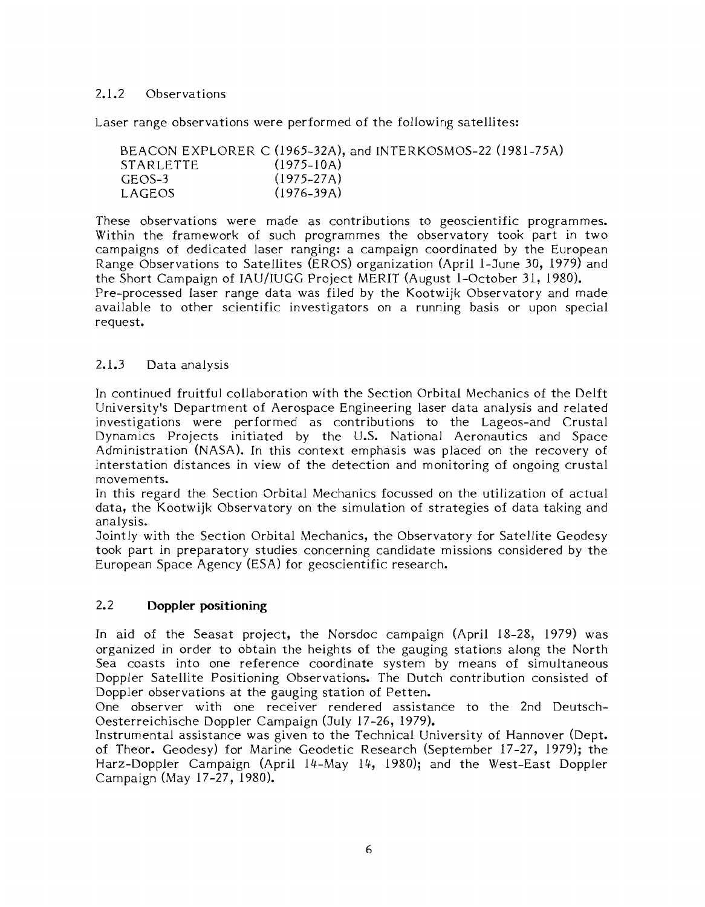### 2.1.2 Observations

Laser range observations were performed of the following satellites:

BEACON EXPLORER C (1965-32A), and INTERKOSMOS-22 (1981-75A)
STARLETTE (1975-10A)
GEOS-3 (1975-27A)
LAGEOS (1976-39A)

These observations were made as contributions to geoscientific programmes. Within the framework of such programmes the observatory took part in two campaigns of dedicated laser ranging: a campaign coordinated by the European Range Observations to Satellites (EROS) organization (April 1-June 30, 1979) and the Short Campaign of IAU/IUGG Project MERIT (August 1-October 31, 1980).
Pre-processed laser range data was filed by the Kootwijk Observatory and made available to other scientific investigators on a running basis or upon special request.

### 2.1.3 Data analysis

In continued fruitful collaboration with the Section Orbital Mechanics of the Delft University's Department of Aerospace Engineering laser data analysis and related investigations were performed as contributions to the Lageos-and Crustal Dynamics Projects initiated by the U.S. National Aeronautics and Space Administration (NASA). In this context emphasis was placed on the recovery of interstation distances in view of the detection and monitoring of ongoing crustal movements.
In this regard the Section Orbital Mechanics focussed on the utilization of actual data, the Kootwijk Observatory on the simulation of strategies of data taking and analysis.
Jointly with the Section Orbital Mechanics, the Observatory for Satellite Geodesy took part in preparatory studies concerning candidate missions considered by the European Space Agency (ESA) for geoscientific research.

## 2.2 Doppler positioning

In aid of the Seasat project, the Norsdoc campaign (April 18-28, 1979) was organized in order to obtain the heights of the gauging stations along the North Sea coasts into one reference coordinate system by means of simultaneous Doppler Satellite Positioning Observations. The Dutch contribution consisted of Doppler observations at the gauging station of Petten.
One observer with one receiver rendered assistance to the 2nd Deutsch-Oesterreichische Doppler Campaign (July 17-26, 1979).
Instrumental assistance was given to the Technical University of Hannover (Dept. of Theor. Geodesy) for Marine Geodetic Research (September 17-27, 1979); the Harz-Doppler Campaign (April 14-May 14, 1980); and the West-East Doppler Campaign (May 17-27, 1980).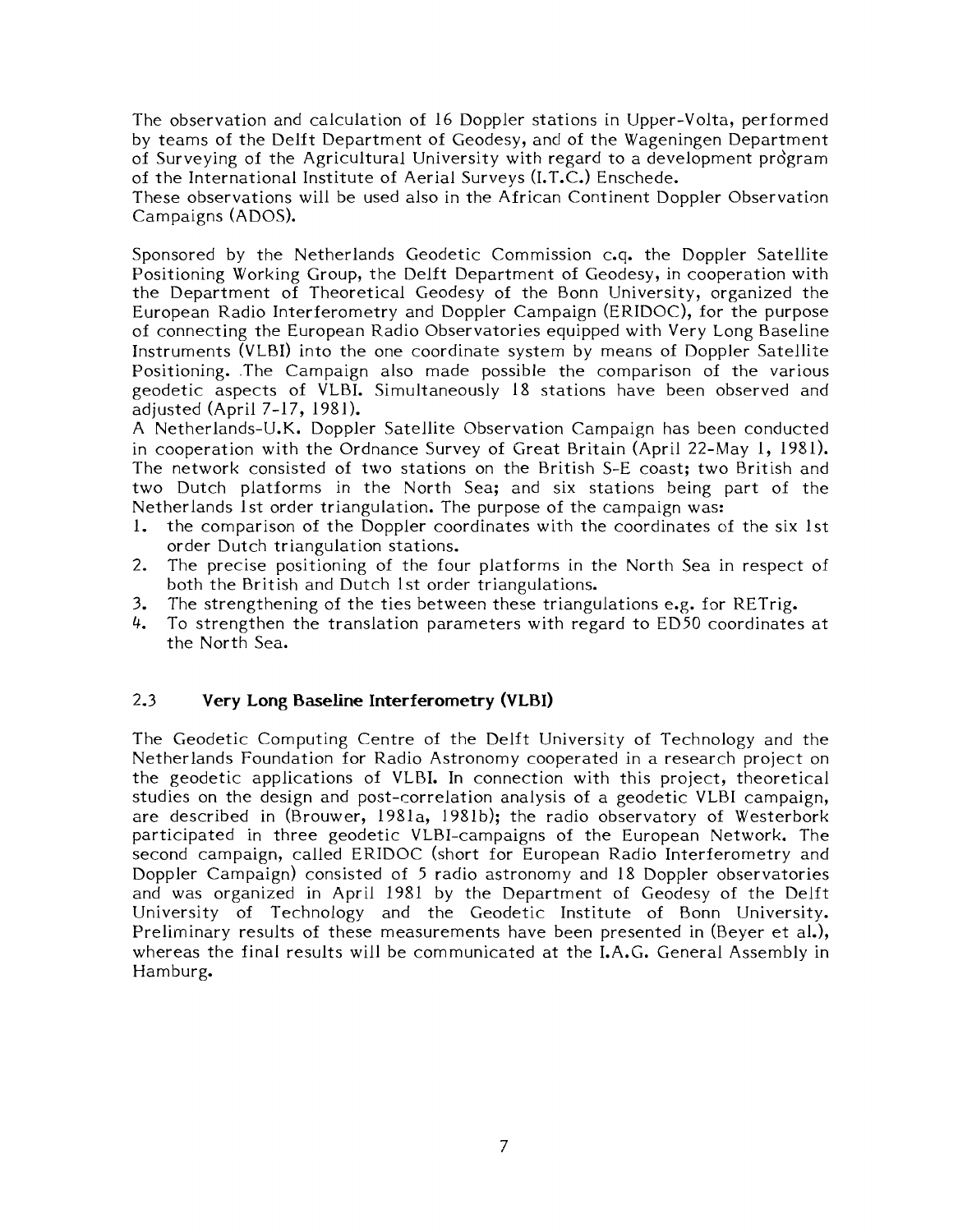The observation and calculation of 16 Doppler stations in Upper-Volta, performed by teams of the Delft Department of Geodesy, and of the Wageningen Department of Surveying of the Agricultural University with regard to a development program of the International Institute of Aerial Surveys (I.T.C.) Enschede.
These observations will be used also in the African Continent Doppler Observation Campaigns (ADOS).

Sponsored by the Netherlands Geodetic Commission c.q. the Doppler Satellite Positioning Working Group, the Delft Department of Geodesy, in cooperation with the Department of Theoretical Geodesy of the Bonn University, organized the European Radio Interferometry and Doppler Campaign (ERIDOC), for the purpose of connecting the European Radio Observatories equipped with Very Long Baseline Instruments (VLBI) into the one coordinate system by means of Doppler Satellite Positioning. The Campaign also made possible the comparison of the various geodetic aspects of VLBI. Simultaneously 18 stations have been observed and adjusted (April 7-17, 1981).
A Netherlands-U.K. Doppler Satellite Observation Campaign has been conducted in cooperation with the Ordnance Survey of Great Britain (April 22-May 1, 1981). The network consisted of two stations on the British S-E coast; two British and two Dutch platforms in the North Sea; and six stations being part of the Netherlands 1st order triangulation. The purpose of the campaign was:

1. the comparison of the Doppler coordinates with the coordinates of the six 1st order Dutch triangulation stations.
2. The precise positioning of the four platforms in the North Sea in respect of both the British and Dutch 1st order triangulations.
3. The strengthening of the ties between these triangulations e.g. for RETrig.
4. To strengthen the translation parameters with regard to ED50 coordinates at the North Sea.

## 2.3 Very Long Baseline Interferometry (VLBI)

The Geodetic Computing Centre of the Delft University of Technology and the Netherlands Foundation for Radio Astronomy cooperated in a research project on the geodetic applications of VLBI. In connection with this project, theoretical studies on the design and post-correlation analysis of a geodetic VLBI campaign, are described in (Brouwer, 1981a, 1981b); the radio observatory of Westerbork participated in three geodetic VLBI-campaigns of the European Network. The second campaign, called ERIDOC (short for European Radio Interferometry and Doppler Campaign) consisted of 5 radio astronomy and 18 Doppler observatories and was organized in April 1981 by the Department of Geodesy of the Delft University of Technology and the Geodetic Institute of Bonn University. Preliminary results of these measurements have been presented in (Beyer et al.), whereas the final results will be communicated at the I.A.G. General Assembly in Hamburg.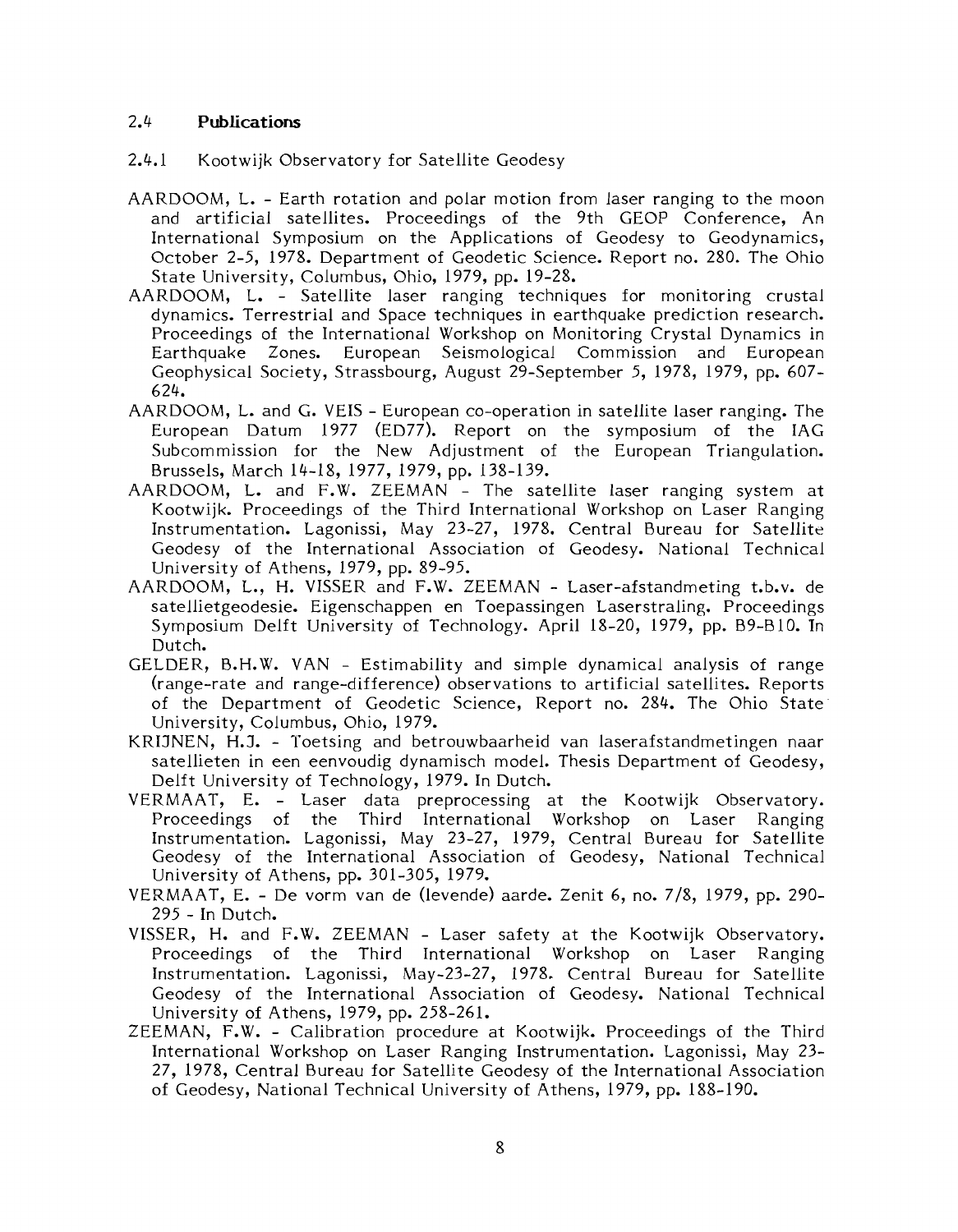## 2.4 Publications

### 2.4.1 Kootwijk Observatory for Satellite Geodesy

AARDOOM, L. - Earth rotation and polar motion from laser ranging to the moon and artificial satellites. Proceedings of the 9th GEOP Conference, An International Symposium on the Applications of Geodesy to Geodynamics, October 2-5, 1978. Department of Geodetic Science. Report no. 280. The Ohio State University, Columbus, Ohio, 1979, pp. 19-28.

AARDOOM, L. - Satellite laser ranging techniques for monitoring crustal dynamics. Terrestrial and Space techniques in earthquake prediction research. Proceedings of the International Workshop on Monitoring Crystal Dynamics in Earthquake Zones. European Seismological Commission and European Geophysical Society, Strassbourg, August 29-September 5, 1978, 1979, pp. 607-624.

AARDOOM, L. and G. VEIS - European co-operation in satellite laser ranging. The European Datum 1977 (ED77). Report on the symposium of the IAG Subcommission for the New Adjustment of the European Triangulation. Brussels, March 14-18, 1977, 1979, pp. 138-139.

AARDOOM, L. and F.W. ZEEMAN - The satellite laser ranging system at Kootwijk. Proceedings of the Third International Workshop on Laser Ranging Instrumentation. Lagonissi, May 23-27, 1978. Central Bureau for Satellite Geodesy of the International Association of Geodesy. National Technical University of Athens, 1979, pp. 89-95.

AARDOOM, L., H. VISSER and F.W. ZEEMAN - Laser-afstandmeting t.b.v. de satellietgeodesie. Eigenschappen en Toepassingen Laserstraling. Proceedings Symposium Delft University of Technology. April 18-20, 1979, pp. B9-B10. In Dutch.

GELDER, B.H.W. VAN - Estimability and simple dynamical analysis of range (range-rate and range-difference) observations to artificial satellites. Reports of the Department of Geodetic Science, Report no. 284. The Ohio State University, Columbus, Ohio, 1979.

KRIJNEN, H.J. - Toetsing and betrouwbaarheid van laserafstandmetingen naar satellieten in een eenvoudig dynamisch model. Thesis Department of Geodesy, Delft University of Technology, 1979. In Dutch.

VERMAAT, E. - Laser data preprocessing at the Kootwijk Observatory. Proceedings of the Third International Workshop on Laser Ranging Instrumentation. Lagonissi, May 23-27, 1979, Central Bureau for Satellite Geodesy of the International Association of Geodesy, National Technical University of Athens, pp. 301-305, 1979.

VERMAAT, E. - De vorm van de (levende) aarde. Zenit 6, no. 7/8, 1979, pp. 290-295 - In Dutch.

VISSER, H. and F.W. ZEEMAN - Laser safety at the Kootwijk Observatory. Proceedings of the Third International Workshop on Laser Ranging Instrumentation. Lagonissi, May-23-27, 1978. Central Bureau for Satellite Geodesy of the International Association of Geodesy. National Technical University of Athens, 1979, pp. 258-261.

ZEEMAN, F.W. - Calibration procedure at Kootwijk. Proceedings of the Third International Workshop on Laser Ranging Instrumentation. Lagonissi, May 23-27, 1978, Central Bureau for Satellite Geodesy of the International Association of Geodesy, National Technical University of Athens, 1979, pp. 188-190.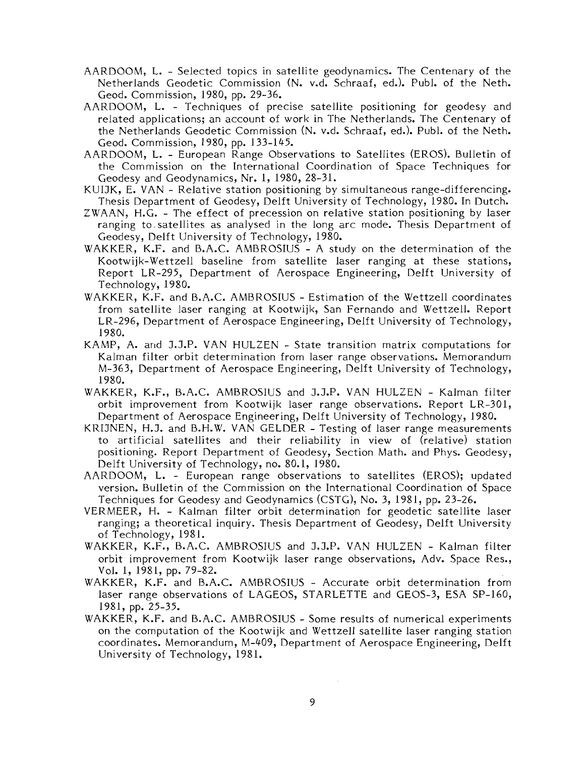AARDOOM, L. - Selected topics in satellite geodynamics. The Centenary of the Netherlands Geodetic Commission (N. v.d. Schraaf, ed.). Publ. of the Neth. Geod. Commission, 1980, pp. 29-36.

AARDOOM, L. - Techniques of precise satellite positioning for geodesy and related applications; an account of work in The Netherlands. The Centenary of the Netherlands Geodetic Commission (N. v.d. Schraaf, ed.). Publ. of the Neth. Geod. Commission, 1980, pp. 133-145.

AARDOOM, L. - European Range Observations to Satellites (EROS). Bulletin of the Commission on the International Coordination of Space Techniques for Geodesy and Geodynamics, Nr. 1, 1980, 28-31.

KUIJK, E. VAN - Relative station positioning by simultaneous range-differencing. Thesis Department of Geodesy, Delft University of Technology, 1980. In Dutch.

ZWAAN, H.G. - The effect of precession on relative station positioning by laser ranging to satellites as analysed in the long arc mode. Thesis Department of Geodesy, Delft University of Technology, 1980.

WAKKER, K.F. and B.A.C. AMBROSIUS - A study on the determination of the Kootwijk-Wettzell baseline from satellite laser ranging at these stations, Report LR-295, Department of Aerospace Engineering, Delft University of Technology, 1980.

WAKKER, K.F. and B.A.C. AMBROSIUS - Estimation of the Wettzell coordinates from satellite laser ranging at Kootwijk, San Fernando and Wettzell. Report LR-296, Department of Aerospace Engineering, Delft University of Technology, 1980.

KAMP, A. and J.J.P. VAN HULZEN - State transition matrix computations for Kalman filter orbit determination from laser range observations. Memorandum M-363, Department of Aerospace Engineering, Delft University of Technology, 1980.

WAKKER, K.F., B.A.C. AMBROSIUS and J.J.P. VAN HULZEN - Kalman filter orbit improvement from Kootwijk laser range observations. Report LR-301, Department of Aerospace Engineering, Delft University of Technology, 1980.

KRIJNEN, H.J. and B.H.W. VAN GELDER - Testing of laser range measurements to artificial satellites and their reliability in view of (relative) station positioning. Report Department of Geodesy, Section Math. and Phys. Geodesy, Delft University of Technology, no. 80.1, 1980.

AARDOOM, L. - European range observations to satellites (EROS); updated version. Bulletin of the Commission on the International Coordination of Space Techniques for Geodesy and Geodynamics (CSTG), No. 3, 1981, pp. 23-26.

VERMEER, H. - Kalman filter orbit determination for geodetic satellite laser ranging; a theoretical inquiry. Thesis Department of Geodesy, Delft University of Technology, 1981.

WAKKER, K.F., B.A.C. AMBROSIUS and J.J.P. VAN HULZEN - Kalman filter orbit improvement from Kootwijk laser range observations, Adv. Space Res., Vol. 1, 1981, pp. 79-82.

WAKKER, K.F. and B.A.C. AMBROSIUS - Accurate orbit determination from laser range observations of LAGEOS, STARLETTE and GEOS-3, ESA SP-160, 1981, pp. 25-35.

WAKKER, K.F. and B.A.C. AMBROSIUS - Some results of numerical experiments on the computation of the Kootwijk and Wettzell satellite laser ranging station coordinates. Memorandum, M-409, Department of Aerospace Engineering, Delft University of Technology, 1981.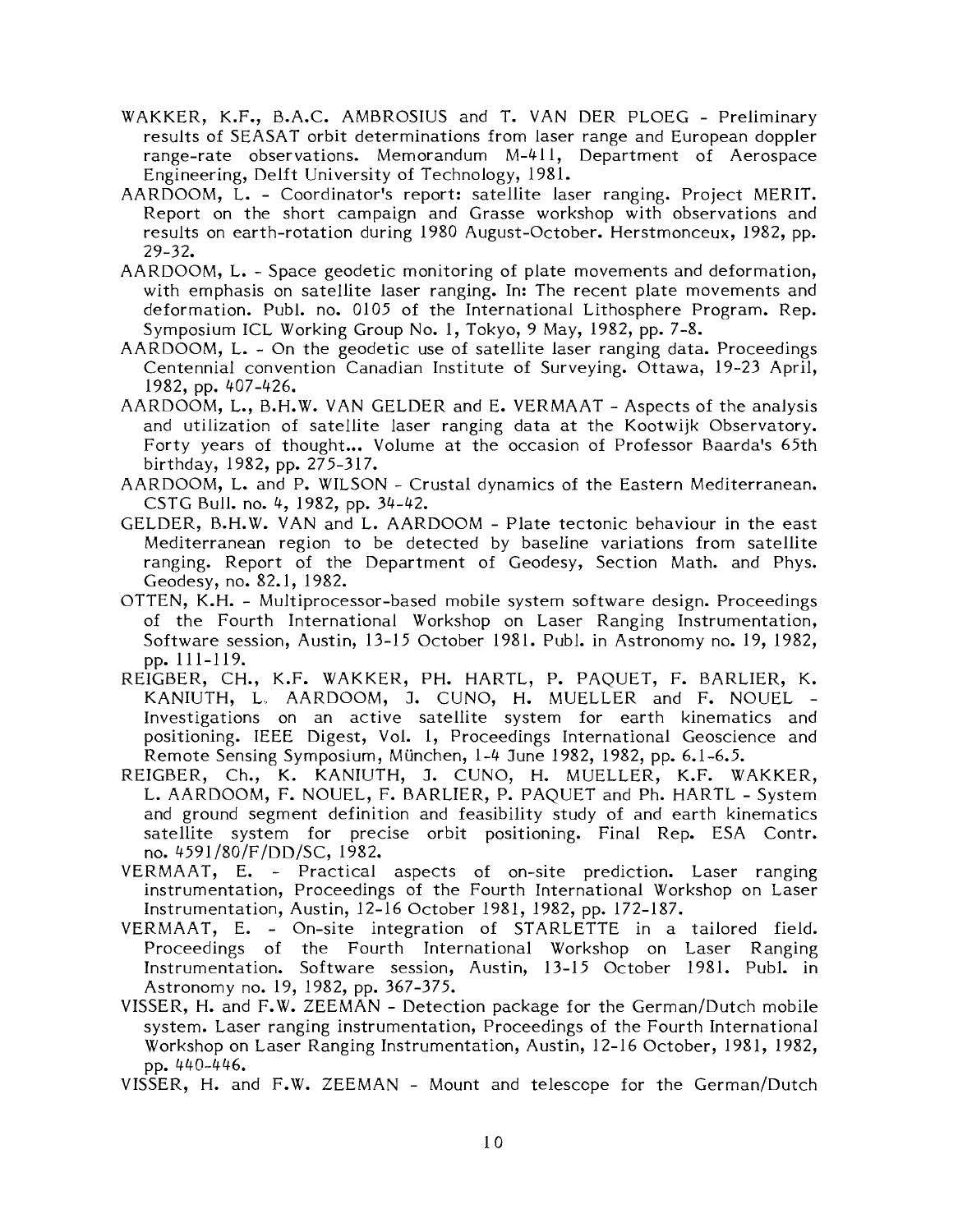WAKKER, K.F., B.A.C. AMBROSIUS and T. VAN DER PLOEG - Preliminary results of SEASAT orbit determinations from laser range and European doppler range-rate observations. Memorandum M-411, Department of Aerospace Engineering, Delft University of Technology, 1981.

AARDOOM, L. - Coordinator's report: satellite laser ranging. Project MERIT. Report on the short campaign and Grasse workshop with observations and results on earth-rotation during 1980 August-October. Herstmonceux, 1982, pp. 29-32.

AARDOOM, L. - Space geodetic monitoring of plate movements and deformation, with emphasis on satellite laser ranging. In: The recent plate movements and deformation. Publ. no. 0105 of the International Lithosphere Program. Rep. Symposium ICL Working Group No. 1, Tokyo, 9 May, 1982, pp. 7-8.

AARDOOM, L. - On the geodetic use of satellite laser ranging data. Proceedings Centennial convention Canadian Institute of Surveying. Ottawa, 19-23 April, 1982, pp. 407-426.

AARDOOM, L., B.H.W. VAN GELDER and E. VERMAAT - Aspects of the analysis and utilization of satellite laser ranging data at the Kootwijk Observatory. Forty years of thought... Volume at the occasion of Professor Baarda's 65th birthday, 1982, pp. 275-317.

AARDOOM, L. and P. WILSON - Crustal dynamics of the Eastern Mediterranean. CSTG Bull. no. 4, 1982, pp. 34-42.

GELDER, B.H.W. VAN and L. AARDOOM - Plate tectonic behaviour in the east Mediterranean region to be detected by baseline variations from satellite ranging. Report of the Department of Geodesy, Section Math. and Phys. Geodesy, no. 82.1, 1982.

OTTEN, K.H. - Multiprocessor-based mobile system software design. Proceedings of the Fourth International Workshop on Laser Ranging Instrumentation, Software session, Austin, 13-15 October 1981. Publ. in Astronomy no. 19, 1982, pp. 111-119.

REIGBER, CH., K.F. WAKKER, PH. HARTL, P. PAQUET, F. BARLIER, K. KANIUTH, L. AARDOOM, J. CUNO, H. MUELLER and F. NOUEL - Investigations on an active satellite system for earth kinematics and positioning. IEEE Digest, Vol. 1, Proceedings International Geoscience and Remote Sensing Symposium, München, 1-4 June 1982, 1982, pp. 6.1-6.5.

REIGBER, Ch., K. KANIUTH, J. CUNO, H. MUELLER, K.F. WAKKER, L. AARDOOM, F. NOUEL, F. BARLIER, P. PAQUET and Ph. HARTL - System and ground segment definition and feasibility study of and earth kinematics satellite system for precise orbit positioning. Final Rep. ESA Contr. no. 4591/80/F/DD/SC, 1982.

VERMAAT, E. - Practical aspects of on-site prediction. Laser ranging instrumentation, Proceedings of the Fourth International Workshop on Laser Instrumentation, Austin, 12-16 October 1981, 1982, pp. 172-187.

VERMAAT, E. - On-site integration of STARLETTE in a tailored field. Proceedings of the Fourth International Workshop on Laser Ranging Instrumentation. Software session, Austin, 13-15 October 1981. Publ. in Astronomy no. 19, 1982, pp. 367-375.

VISSER, H. and F.W. ZEEMAN - Detection package for the German/Dutch mobile system. Laser ranging instrumentation, Proceedings of the Fourth International Workshop on Laser Ranging Instrumentation, Austin, 12-16 October, 1981, 1982, pp. 440-446.

VISSER, H. and F.W. ZEEMAN - Mount and telescope for the German/Dutch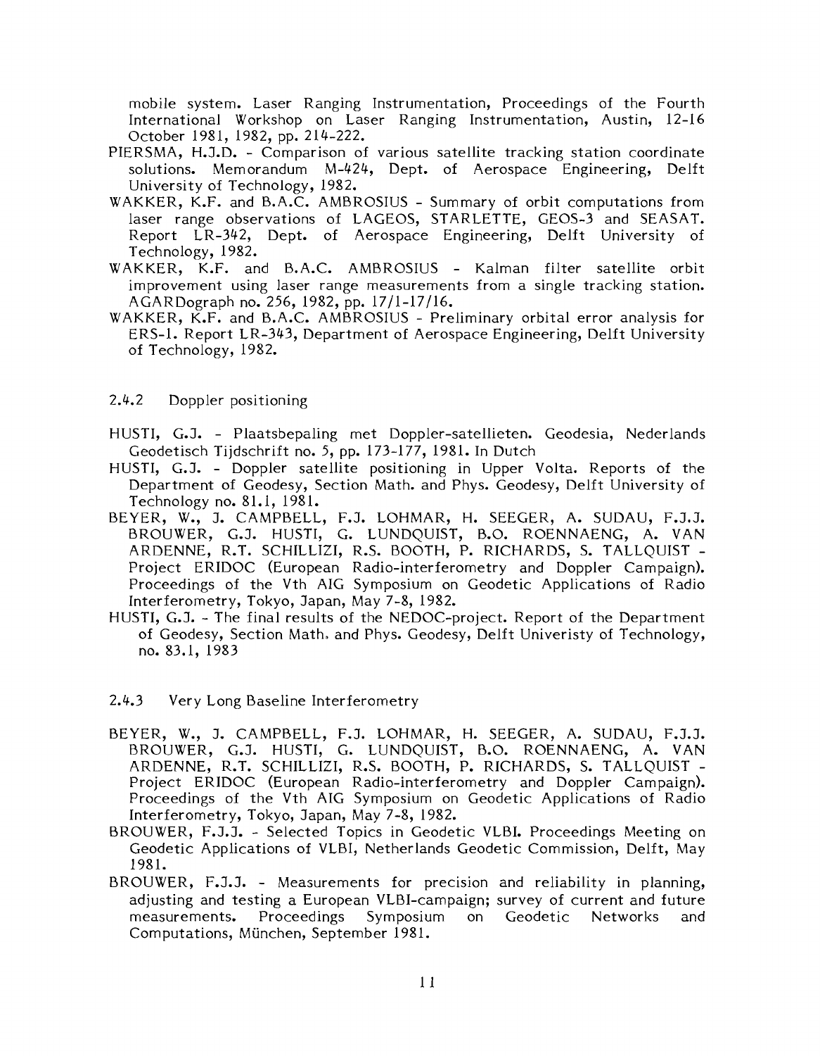mobile system. Laser Ranging Instrumentation, Proceedings of the Fourth International Workshop on Laser Ranging Instrumentation, Austin, 12-16 October 1981, 1982, pp. 214-222.

PIERSMA, H.J.D. - Comparison of various satellite tracking station coordinate solutions. Memorandum M-424, Dept. of Aerospace Engineering, Delft University of Technology, 1982.

WAKKER, K.F. and B.A.C. AMBROSIUS - Summary of orbit computations from laser range observations of LAGEOS, STARLETTE, GEOS-3 and SEASAT. Report LR-342, Dept. of Aerospace Engineering, Delft University of Technology, 1982.

WAKKER, K.F. and B.A.C. AMBROSIUS - Kalman filter satellite orbit improvement using laser range measurements from a single tracking station. AGARDograph no. 256, 1982, pp. 17/1-17/16.

WAKKER, K.F. and B.A.C. AMBROSIUS - Preliminary orbital error analysis for ERS-1. Report LR-343, Department of Aerospace Engineering, Delft University of Technology, 1982.

### 2.4.2 Doppler positioning

HUSTI, G.J. - Plaatsbepaling met Doppler-satellieten. Geodesia, Nederlands Geodetisch Tijdschrift no. 5, pp. 173-177, 1981. In Dutch

HUSTI, G.J. - Doppler satellite positioning in Upper Volta. Reports of the Department of Geodesy, Section Math. and Phys. Geodesy, Delft University of Technology no. 81.1, 1981.

BEYER, W., J. CAMPBELL, F.J. LOHMAR, H. SEEGER, A. SUDAU, F.J.J. BROUWER, G.J. HUSTI, G. LUNDQUIST, B.O. ROENNAENG, A. VAN ARDENNE, R.T. SCHILLIZI, R.S. BOOTH, P. RICHARDS, S. TALLQUIST - Project ERIDOC (European Radio-interferometry and Doppler Campaign). Proceedings of the Vth AIG Symposium on Geodetic Applications of Radio Interferometry, Tokyo, Japan, May 7-8, 1982.

HUSTI, G.J. - The final results of the NEDOC-project. Report of the Department of Geodesy, Section Math. and Phys. Geodesy, Delft Univeristy of Technology, no. 83.1, 1983

### 2.4.3 Very Long Baseline Interferometry

BEYER, W., J. CAMPBELL, F.J. LOHMAR, H. SEEGER, A. SUDAU, F.J.J. BROUWER, G.J. HUSTI, G. LUNDQUIST, B.O. ROENNAENG, A. VAN ARDENNE, R.T. SCHILLIZI, R.S. BOOTH, P. RICHARDS, S. TALLQUIST - Project ERIDOC (European Radio-interferometry and Doppler Campaign). Proceedings of the Vth AIG Symposium on Geodetic Applications of Radio Interferometry, Tokyo, Japan, May 7-8, 1982.

BROUWER, F.J.J. - Selected Topics in Geodetic VLBI. Proceedings Meeting on Geodetic Applications of VLBI, Netherlands Geodetic Commission, Delft, May 1981.

BROUWER, F.J.J. - Measurements for precision and reliability in planning, adjusting and testing a European VLBI-campaign; survey of current and future measurements. Proceedings Symposium on Geodetic Networks and Computations, München, September 1981.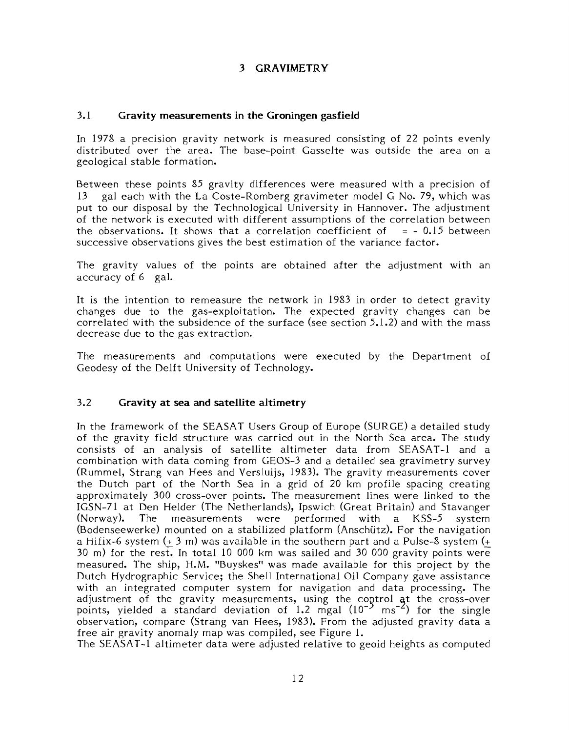# 3 GRAVIMETRY

## 3.1 Gravity measurements in the Groningen gasfield

In 1978 a precision gravity network is measured consisting of 22 points evenly distributed over the area. The base-point Gasselte was outside the area on a geological stable formation.

Between these points 85 gravity differences were measured with a precision of 13 gal each with the La Coste-Romberg gravimeter model G No. 79, which was put to our disposal by the Technological University in Hannover. The adjustment of the network is executed with different assumptions of the correlation between the observations. It shows that a correlation coefficient of = - 0.15 between successive observations gives the best estimation of the variance factor.

The gravity values of the points are obtained after the adjustment with an accuracy of 6 gal.

It is the intention to remeasure the network in 1983 in order to detect gravity changes due to the gas-exploitation. The expected gravity changes can be correlated with the subsidence of the surface (see section 5.1.2) and with the mass decrease due to the gas extraction.

The measurements and computations were executed by the Department of Geodesy of the Delft University of Technology.

## 3.2 Gravity at sea and satellite altimetry

In the framework of the SEASAT Users Group of Europe (SURGE) a detailed study of the gravity field structure was carried out in the North Sea area. The study consists of an analysis of satellite altimeter data from SEASAT-1 and a combination with data coming from GEOS-3 and a detailed sea gravimetry survey (Rummel, Strang van Hees and Versluijs, 1983). The gravity measurements cover the Dutch part of the North Sea in a grid of 20 km profile spacing creating approximately 300 cross-over points. The measurement lines were linked to the IGSN-71 at Den Helder (The Netherlands), Ipswich (Great Britain) and Stavanger (Norway). The measurements were performed with a KSS-5 system (Bodenseewerke) mounted on a stabilized platform (Anschütz). For the navigation a Hifix-6 system (± 3 m) was available in the southern part and a Pulse-8 system (± 30 m) for the rest. In total 10 000 km was sailed and 30 000 gravity points were measured. The ship, H.M. "Buyskes" was made available for this project by the Dutch Hydrographic Service; the Shell International Oil Company gave assistance with an integrated computer system for navigation and data processing. The adjustment of the gravity measurements, using the control at the cross-over points, yielded a standard deviation of 1.2 mgal ($10^{-5}$ $ms^{-2}$) for the single observation, compare (Strang van Hees, 1983). From the adjusted gravity data a free air gravity anomaly map was compiled, see Figure 1.

The SEASAT-1 altimeter data were adjusted relative to geoid heights as computed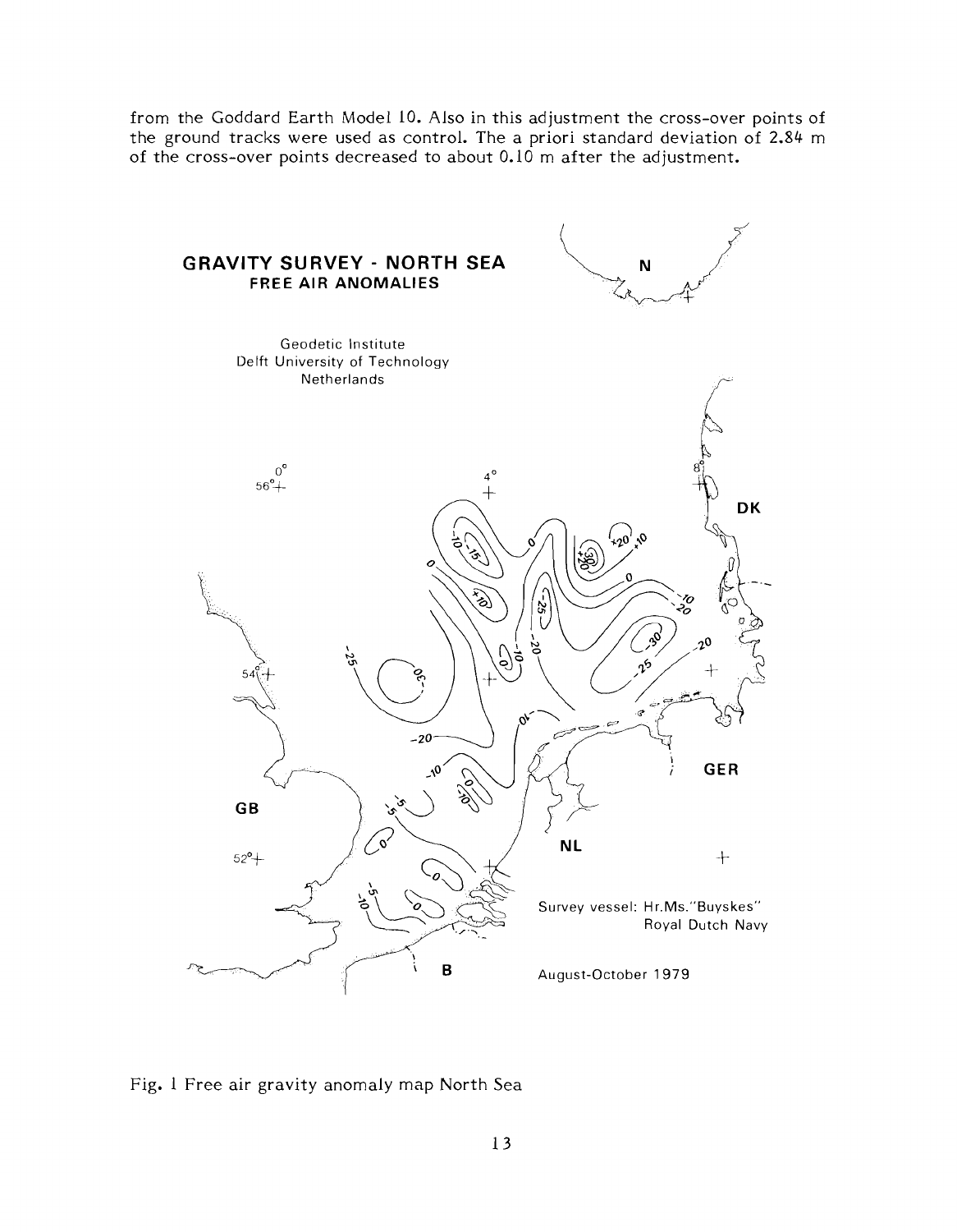from the Goddard Earth Model 10. Also in this adjustment the cross-over points of the ground tracks were used as control. The a priori standard deviation of 2.84 m of the cross-over points decreased to about 0.10 m after the adjustment.

Fig. 1 Free air gravity anomaly map North Sea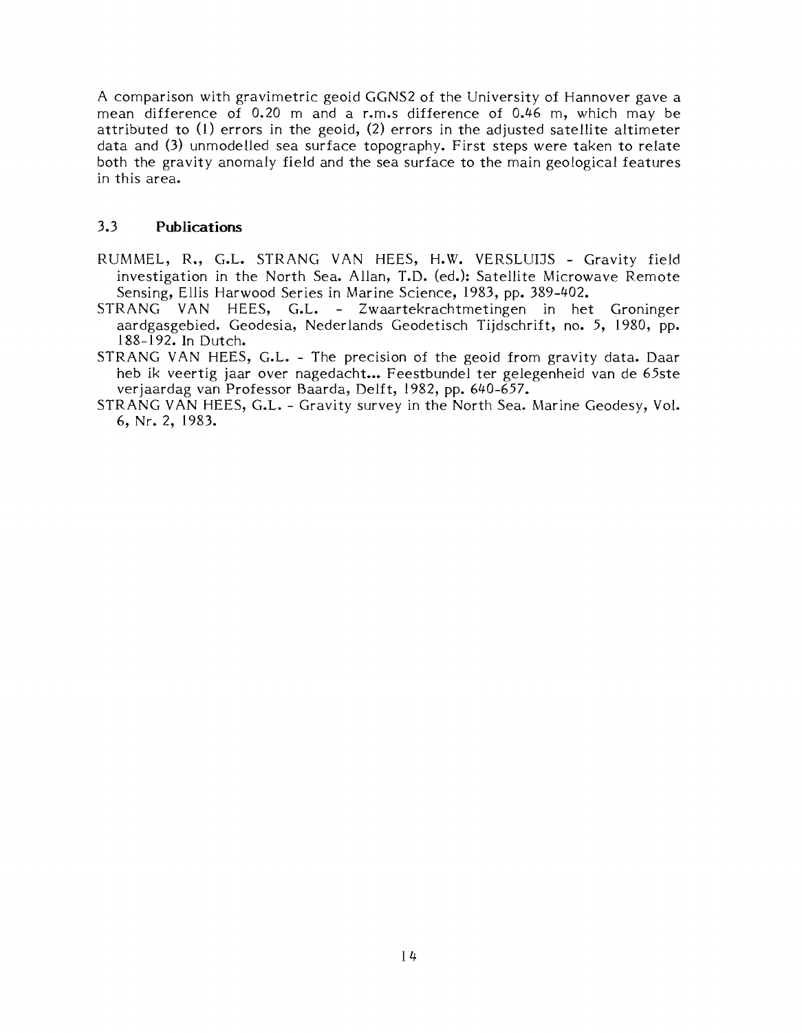A comparison with gravimetric geoid GGNS2 of the University of Hannover gave a mean difference of 0.20 m and a r.m.s difference of 0.46 m, which may be attributed to (1) errors in the geoid, (2) errors in the adjusted satellite altimeter data and (3) unmodelled sea surface topography. First steps were taken to relate both the gravity anomaly field and the sea surface to the main geological features in this area.

### 3.3 Publications

RUMMEL, R., G.L. STRANG VAN HEES, H.W. VERSLUIJS - Gravity field investigation in the North Sea. Allan, T.D. (ed.): Satellite Microwave Remote Sensing, Ellis Harwood Series in Marine Science, 1983, pp. 389-402.

STRANG VAN HEES, G.L. - Zwaartekrachtmetingen in het Groninger aardgasgebied. Geodesia, Nederlands Geodetisch Tijdschrift, no. 5, 1980, pp. 188-192. In Dutch.

STRANG VAN HEES, G.L. - The precision of the geoid from gravity data. Daar heb ik veertig jaar over nagedacht... Feestbundel ter gelegenheid van de 65ste verjaardag van Professor Baarda, Delft, 1982, pp. 640-657.

STRANG VAN HEES, G.L. - Gravity survey in the North Sea. Marine Geodesy, Vol. 6, Nr. 2, 1983.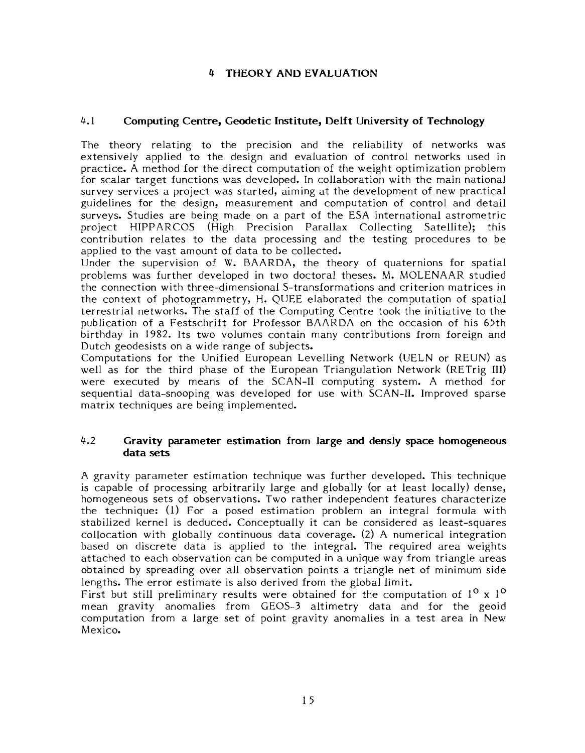# 4 THEORY AND EVALUATION

## 4.1 Computing Centre, Geodetic Institute, Delft University of Technology

The theory relating to the precision and the reliability of networks was extensively applied to the design and evaluation of control networks used in practice. A method for the direct computation of the weight optimization problem for scalar target functions was developed. In collaboration with the main national survey services a project was started, aiming at the development of new practical guidelines for the design, measurement and computation of control and detail surveys. Studies are being made on a part of the ESA international astrometric project HIPPARCOS (High Precision Parallax Collecting Satellite); this contribution relates to the data processing and the testing procedures to be applied to the vast amount of data to be collected.

Under the supervision of W. BAARDA, the theory of quaternions for spatial problems was further developed in two doctoral theses. M. MOLENAAR studied the connection with three-dimensional S-transformations and criterion matrices in the context of photogrammetry, H. QUEE elaborated the computation of spatial terrestrial networks. The staff of the Computing Centre took the initiative to the publication of a Festschrift for Professor BAARDA on the occasion of his 65th birthday in 1982. Its two volumes contain many contributions from foreign and Dutch geodesists on a wide range of subjects.

Computations for the Unified European Levelling Network (UELN or REUN) as well as for the third phase of the European Triangulation Network (RETrig III) were executed by means of the SCAN-II computing system. A method for sequential data-snooping was developed for use with SCAN-II. Improved sparse matrix techniques are being implemented.

## 4.2 Gravity parameter estimation from large and densly space homogeneous data sets

A gravity parameter estimation technique was further developed. This technique is capable of processing arbitrarily large and globally (or at least locally) dense, homogeneous sets of observations. Two rather independent features characterize the technique: (1) For a posed estimation problem an integral formula with stabilized kernel is deduced. Conceptually it can be considered as least-squares collocation with globally continuous data coverage. (2) A numerical integration based on discrete data is applied to the integral. The required area weights attached to each observation can be computed in a unique way from triangle areas obtained by spreading over all observation points a triangle net of minimum side lengths. The error estimate is also derived from the global limit.

First but still preliminary results were obtained for the computation of $1^{\circ} \times 1^{\circ}$ mean gravity anomalies from GEOS-3 altimetry data and for the geoid computation from a large set of point gravity anomalies in a test area in New Mexico.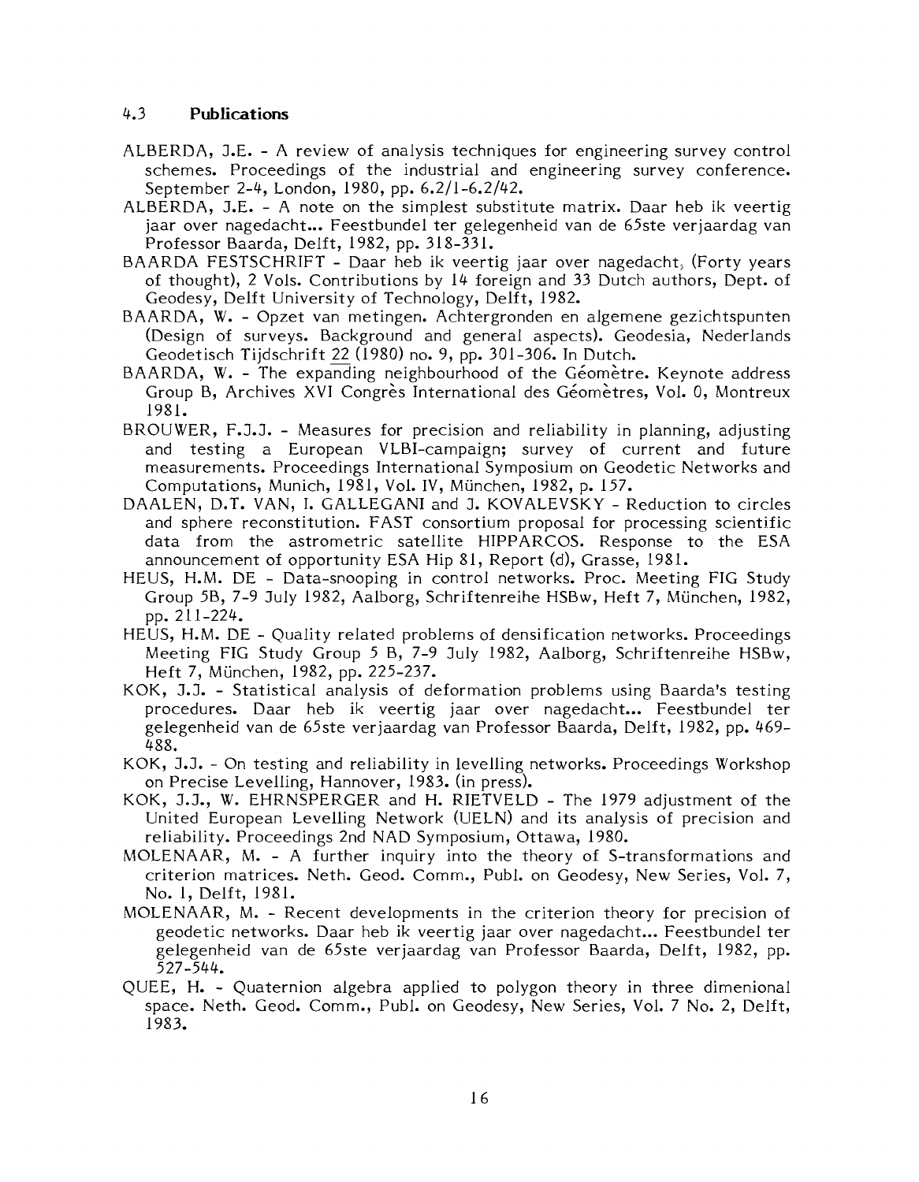### 4.3 Publications

ALBERDA, J.E. - A review of analysis techniques for engineering survey control schemes. Proceedings of the industrial and engineering survey conference. September 2-4, London, 1980, pp. 6.2/1-6.2/42.

ALBERDA, J.E. - A note on the simplest substitute matrix. Daar heb ik veertig jaar over nagedacht... Feestbundel ter gelegenheid van de 65ste verjaardag van Professor Baarda, Delft, 1982, pp. 318-331.

BAARDA FESTSCHRIFT - Daar heb ik veertig jaar over nagedacht, (Forty years of thought), 2 Vols. Contributions by 14 foreign and 33 Dutch authors, Dept. of Geodesy, Delft University of Technology, Delft, 1982.

BAARDA, W. - Opzet van metingen. Achtergronden en algemene gezichtspunten (Design of surveys. Background and general aspects). Geodesia, Nederlands Geodetisch Tijdschrift 22 (1980) no. 9, pp. 301-306. In Dutch.

BAARDA, W. - The expanding neighbourhood of the Géomètre. Keynote address Group B, Archives XVI Congrès International des Géomètres, Vol. 0, Montreux 1981.

BROUWER, F.J.J. - Measures for precision and reliability in planning, adjusting and testing a European VLBI-campaign; survey of current and future measurements. Proceedings International Symposium on Geodetic Networks and Computations, Munich, 1981, Vol. IV, München, 1982, p. 157.

DAALEN, D.T. VAN, I. GALLEGANI and J. KOVALEVSKY - Reduction to circles and sphere reconstitution. FAST consortium proposal for processing scientific data from the astrometric satellite HIPPARCOS. Response to the ESA announcement of opportunity ESA Hip 81, Report (d), Grasse, 1981.

HEUS, H.M. DE - Data-snooping in control networks. Proc. Meeting FIG Study Group 5B, 7-9 July 1982, Aalborg, Schriftenreihe HSBw, Heft 7, München, 1982, pp. 211-224.

HEUS, H.M. DE - Quality related problems of densification networks. Proceedings Meeting FIG Study Group 5 B, 7-9 July 1982, Aalborg, Schriftenreihe HSBw, Heft 7, München, 1982, pp. 225-237.

KOK, J.J. - Statistical analysis of deformation problems using Baarda's testing procedures. Daar heb ik veertig jaar over nagedacht... Feestbundel ter gelegenheid van de 65ste verjaardag van Professor Baarda, Delft, 1982, pp. 469-488.

KOK, J.J. - On testing and reliability in levelling networks. Proceedings Workshop on Precise Levelling, Hannover, 1983. (in press).

KOK, J.J., W. EHRNSPERGER and H. RIETVELD - The 1979 adjustment of the United European Levelling Network (UELN) and its analysis of precision and reliability. Proceedings 2nd NAD Symposium, Ottawa, 1980.

MOLENAAR, M. - A further inquiry into the theory of S-transformations and criterion matrices. Neth. Geod. Comm., Publ. on Geodesy, New Series, Vol. 7, No. 1, Delft, 1981.

MOLENAAR, M. - Recent developments in the criterion theory for precision of geodetic networks. Daar heb ik veertig jaar over nagedacht... Feestbundel ter gelegenheid van de 65ste verjaardag van Professor Baarda, Delft, 1982, pp. 527-544.

QUEE, H. - Quaternion algebra applied to polygon theory in three dimenional space. Neth. Geod. Comm., Publ. on Geodesy, New Series, Vol. 7 No. 2, Delft, 1983.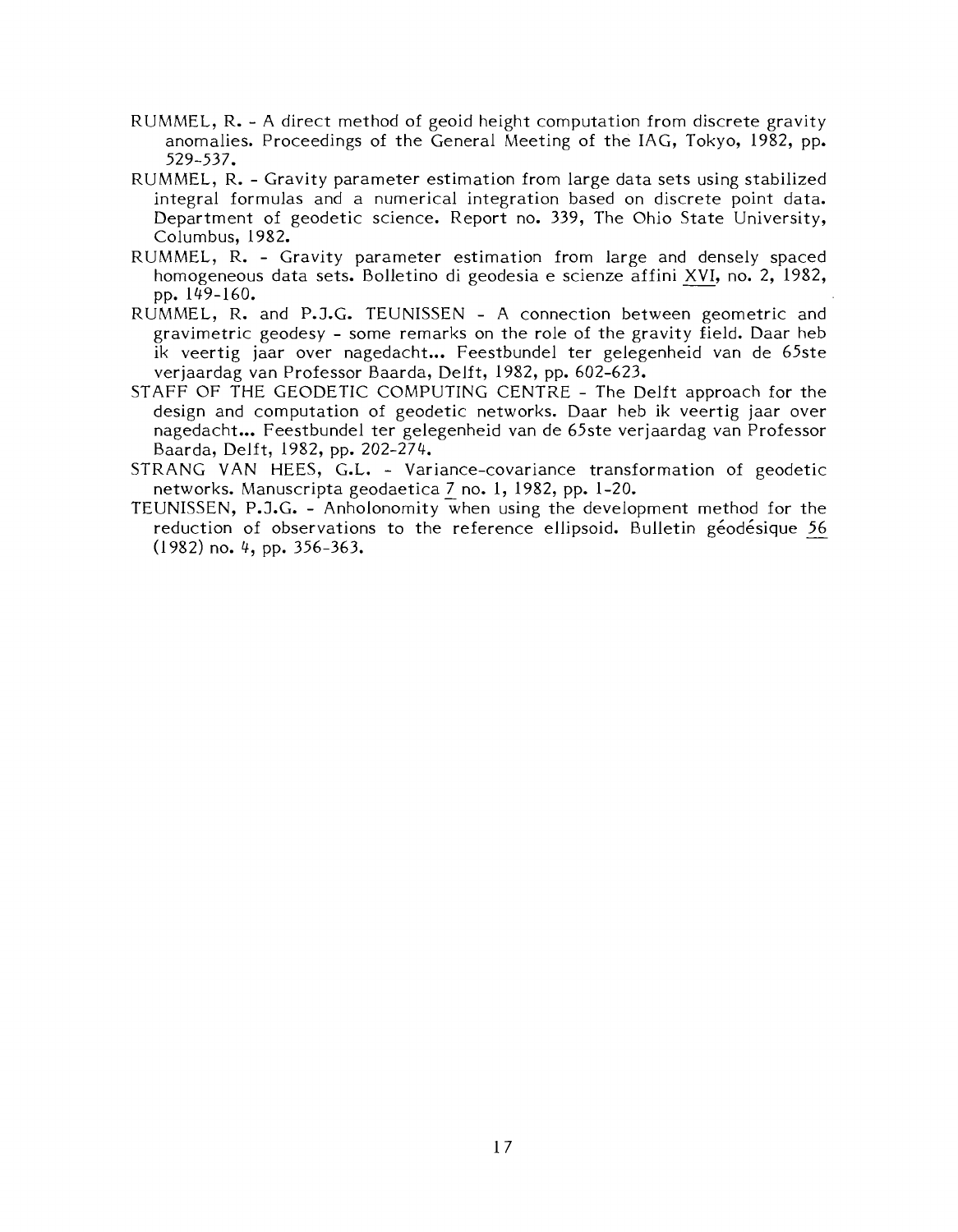RUMMEL, R. - A direct method of geoid height computation from discrete gravity anomalies. Proceedings of the General Meeting of the IAG, Tokyo, 1982, pp. 529-537.

RUMMEL, R. - Gravity parameter estimation from large data sets using stabilized integral formulas and a numerical integration based on discrete point data. Department of geodetic science. Report no. 339, The Ohio State University, Columbus, 1982.

RUMMEL, R. - Gravity parameter estimation from large and densely spaced homogeneous data sets. Bolletino di geodesia e scienze affini XVI, no. 2, 1982, pp. 149-160.

RUMMEL, R. and P.J.G. TEUNISSEN - A connection between geometric and gravimetric geodesy - some remarks on the role of the gravity field. Daar heb ik veertig jaar over nagedacht... Feestbundel ter gelegenheid van de 65ste verjaardag van Professor Baarda, Delft, 1982, pp. 602-623.

STAFF OF THE GEODETIC COMPUTING CENTRE - The Delft approach for the design and computation of geodetic networks. Daar heb ik veertig jaar over nagedacht... Feestbundel ter gelegenheid van de 65ste verjaardag van Professor Baarda, Delft, 1982, pp. 202-274.

STRANG VAN HEES, G.L. - Variance-covariance transformation of geodetic networks. Manuscripta geodaetica 7 no. 1, 1982, pp. 1-20.

TEUNISSEN, P.J.G. - Anholonomity when using the development method for the reduction of observations to the reference ellipsoid. Bulletin géodésique 56 (1982) no. 4, pp. 356-363.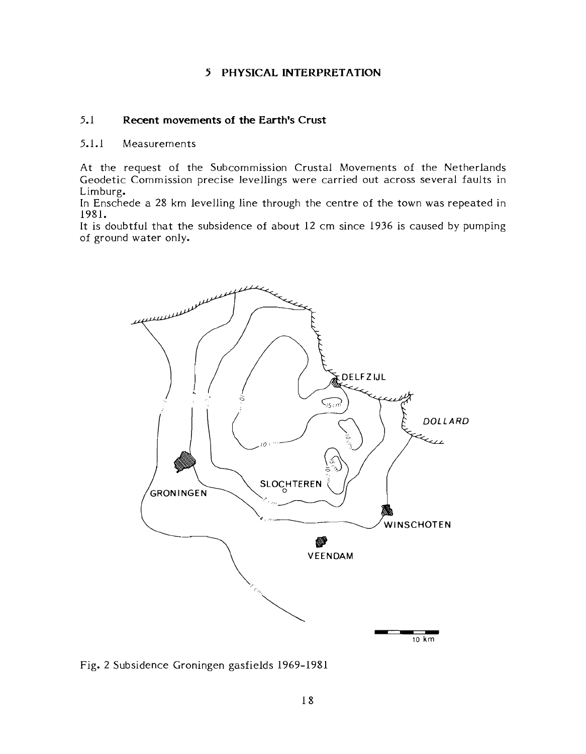# 5 PHYSICAL INTERPRETATION

## 5.1 Recent movements of the Earth's Crust

### 5.1.1 Measurements

At the request of the Subcommission Crustal Movements of the Netherlands Geodetic Commission precise levellings were carried out across several faults in Limburg.

In Enschede a 28 km levelling line through the centre of the town was repeated in 1981.

It is doubtful that the subsidence of about 12 cm since 1936 is caused by pumping of ground water only.

Fig. 2 Subsidence Groningen gasfields 1969-1981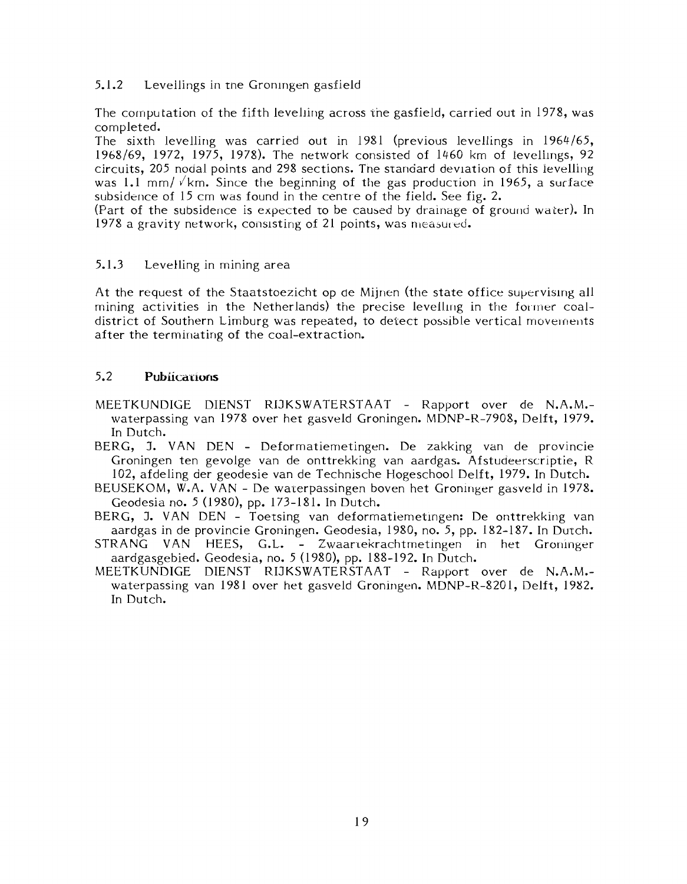### 5.1.2 Levellings in the Groningen gasfield

The computation of the fifth levelling across the gasfield, carried out in 1978, was completed.

The sixth levelling was carried out in 1981 (previous levellings in 1964/65, 1968/69, 1972, 1975, 1978). The network consisted of 1460 km of levellings, 92 circuits, 205 nodal points and 298 sections. The standard deviation of this levelling was 1.1 mm/ $\sqrt{}$km. Since the beginning of the gas production in 1965, a surface subsidence of 15 cm was found in the centre of the field. See fig. 2.

(Part of the subsidence is expected to be caused by drainage of ground water). In 1978 a gravity network, consisting of 21 points, was measured.

### 5.1.3 Levelling in mining area

At the request of the Staatstoezicht op de Mijnen (the state office supervising all mining activities in the Netherlands) the precise levelling in the former coal-district of Southern Limburg was repeated, to detect possible vertical movements after the terminating of the coal-extraction.

## 5.2 **Publications**

MEETKUNDIGE DIENST RIJKSWATERSTAAT - Rapport over de N.A.M.-waterpassing van 1978 over het gasveld Groningen. MDNP-R-7908, Delft, 1979. In Dutch.

BERG, J. VAN DEN - Deformatiemetingen. De zakking van de provincie Groningen ten gevolge van de onttrekking van aardgas. Afstudeerscriptie, R 102, afdeling der geodesie van de Technische Hogeschool Delft, 1979. In Dutch.

BEUSEKOM, W.A. VAN - De waterpassingen boven het Groninger gasveld in 1978. Geodesia no. 5 (1980), pp. 173-181. In Dutch.

BERG, J. VAN DEN - Toetsing van deformatiemetingen: De onttrekking van aardgas in de provincie Groningen. Geodesia, 1980, no. 5, pp. 182-187. In Dutch.

STRANG VAN HEES, G.L. - Zwaartekrachtmetingen in het Groninger aardgasgebied. Geodesia, no. 5 (1980), pp. 188-192. In Dutch.

MEETKUNDIGE DIENST RIJKSWATERSTAAT - Rapport over de N.A.M.-waterpassing van 1981 over het gasveld Groningen. MDNP-R-8201, Delft, 1982. In Dutch.